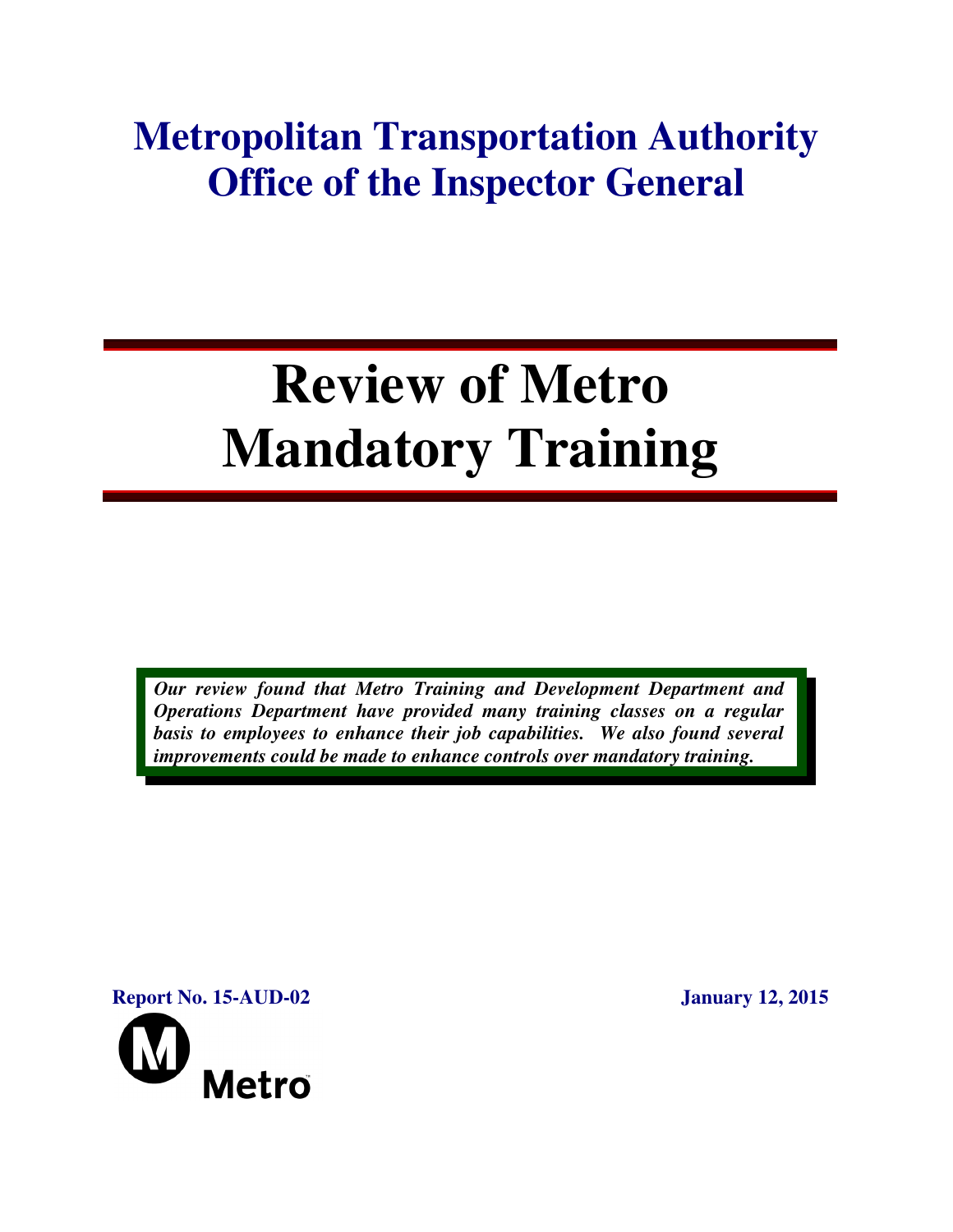# Metropolitan Transportation Authority
# Office of the Inspector General

# Review of Metro Mandatory Training

***Our review found that Metro Training and Development Department and Operations Department have provided many training classes on a regular basis to employees to enhance their job capabilities. We also found several improvements could be made to enhance controls over mandatory training.***

**Report No. 15-AUD-02**

**January 12, 2015**

Metro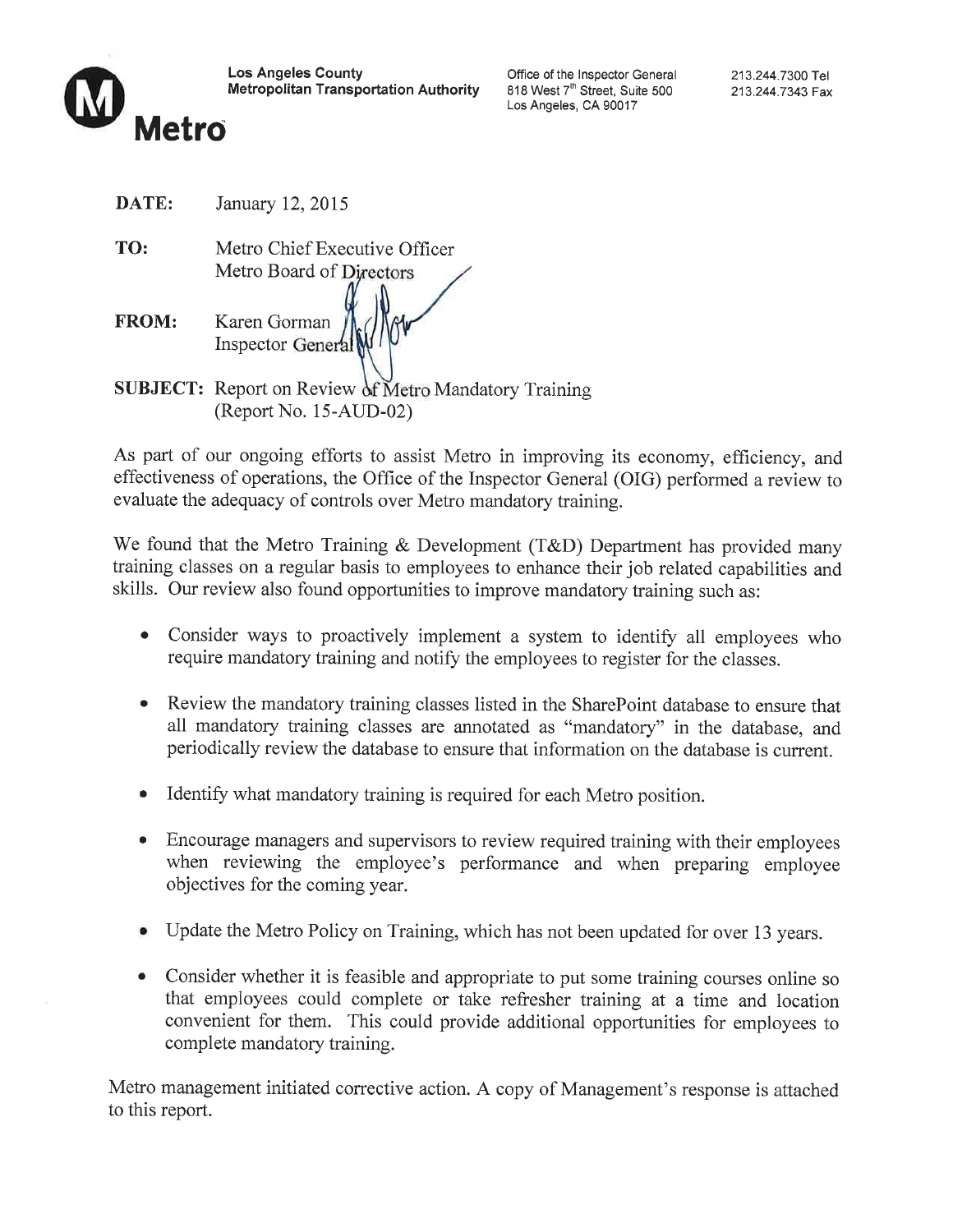**Los Angeles County**
**Metropolitan Transportation Authority**

Office of the Inspector General
818 West 7th Street, Suite 500
Los Angeles, CA 90017

213.244.7300 Tel
213.244.7343 Fax

**Metro**

**DATE:** January 12, 2015

**TO:** Metro Chief Executive Officer
Metro Board of Directors

**FROM:** Karen Gorman
Inspector General

**SUBJECT:** Report on Review of Metro Mandatory Training
(Report No. 15-AUD-02)

As part of our ongoing efforts to assist Metro in improving its economy, efficiency, and effectiveness of operations, the Office of the Inspector General (OIG) performed a review to evaluate the adequacy of controls over Metro mandatory training.

We found that the Metro Training & Development (T&D) Department has provided many training classes on a regular basis to employees to enhance their job related capabilities and skills. Our review also found opportunities to improve mandatory training such as:

- Consider ways to proactively implement a system to identify all employees who require mandatory training and notify the employees to register for the classes.
- Review the mandatory training classes listed in the SharePoint database to ensure that all mandatory training classes are annotated as "mandatory" in the database, and periodically review the database to ensure that information on the database is current.
- Identify what mandatory training is required for each Metro position.
- Encourage managers and supervisors to review required training with their employees when reviewing the employee's performance and when preparing employee objectives for the coming year.
- Update the Metro Policy on Training, which has not been updated for over 13 years.
- Consider whether it is feasible and appropriate to put some training courses online so that employees could complete or take refresher training at a time and location convenient for them. This could provide additional opportunities for employees to complete mandatory training.

Metro management initiated corrective action. A copy of Management's response is attached to this report.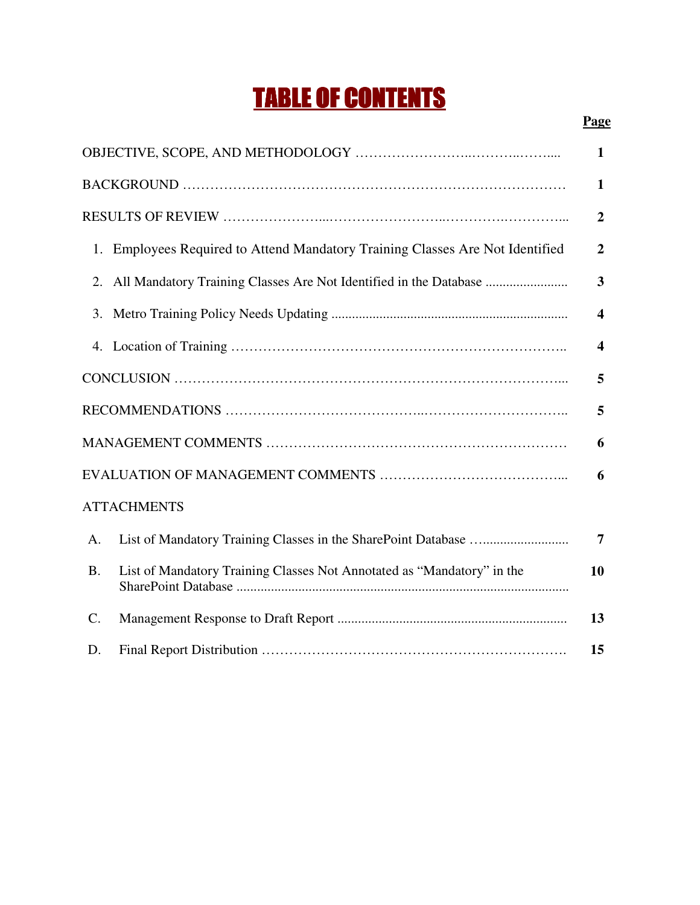# TABLE OF CONTENTS

| | Page |
|---|---|
| OBJECTIVE, SCOPE, AND METHODOLOGY | 1 |
| BACKGROUND | 1 |
| RESULTS OF REVIEW | 2 |
| 1. Employees Required to Attend Mandatory Training Classes Are Not Identified | 2 |
| 2. All Mandatory Training Classes Are Not Identified in the Database | 3 |
| 3. Metro Training Policy Needs Updating | 4 |
| 4. Location of Training | 4 |
| CONCLUSION | 5 |
| RECOMMENDATIONS | 5 |
| MANAGEMENT COMMENTS | 6 |
| EVALUATION OF MANAGEMENT COMMENTS | 6 |
| ATTACHMENTS | |
| A. List of Mandatory Training Classes in the SharePoint Database | 7 |
| B. List of Mandatory Training Classes Not Annotated as "Mandatory" in the SharePoint Database | 10 |
| C. Management Response to Draft Report | 13 |
| D. Final Report Distribution | 15 |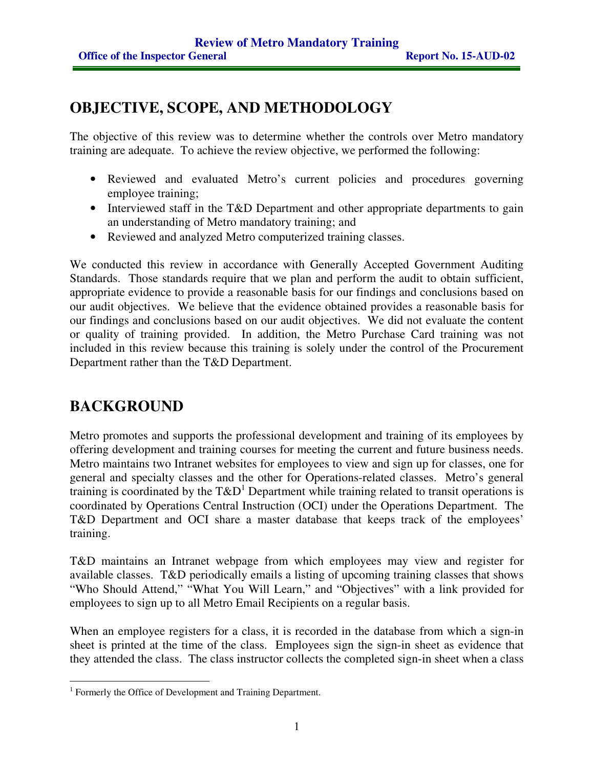## OBJECTIVE, SCOPE, AND METHODOLOGY

The objective of this review was to determine whether the controls over Metro mandatory training are adequate. To achieve the review objective, we performed the following:

- Reviewed and evaluated Metro's current policies and procedures governing employee training;
- Interviewed staff in the T&D Department and other appropriate departments to gain an understanding of Metro mandatory training; and
- Reviewed and analyzed Metro computerized training classes.

We conducted this review in accordance with Generally Accepted Government Auditing Standards. Those standards require that we plan and perform the audit to obtain sufficient, appropriate evidence to provide a reasonable basis for our findings and conclusions based on our audit objectives. We believe that the evidence obtained provides a reasonable basis for our findings and conclusions based on our audit objectives. We did not evaluate the content or quality of training provided. In addition, the Metro Purchase Card training was not included in this review because this training is solely under the control of the Procurement Department rather than the T&D Department.

## BACKGROUND

Metro promotes and supports the professional development and training of its employees by offering development and training courses for meeting the current and future business needs. Metro maintains two Intranet websites for employees to view and sign up for classes, one for general and specialty classes and the other for Operations-related classes. Metro's general training is coordinated by the T&D[1] Department while training related to transit operations is coordinated by Operations Central Instruction (OCI) under the Operations Department. The T&D Department and OCI share a master database that keeps track of the employees' training.

T&D maintains an Intranet webpage from which employees may view and register for available classes. T&D periodically emails a listing of upcoming training classes that shows "Who Should Attend," "What You Will Learn," and "Objectives" with a link provided for employees to sign up to all Metro Email Recipients on a regular basis.

When an employee registers for a class, it is recorded in the database from which a sign-in sheet is printed at the time of the class. Employees sign the sign-in sheet as evidence that they attended the class. The class instructor collects the completed sign-in sheet when a class

[1] Formerly the Office of Development and Training Department.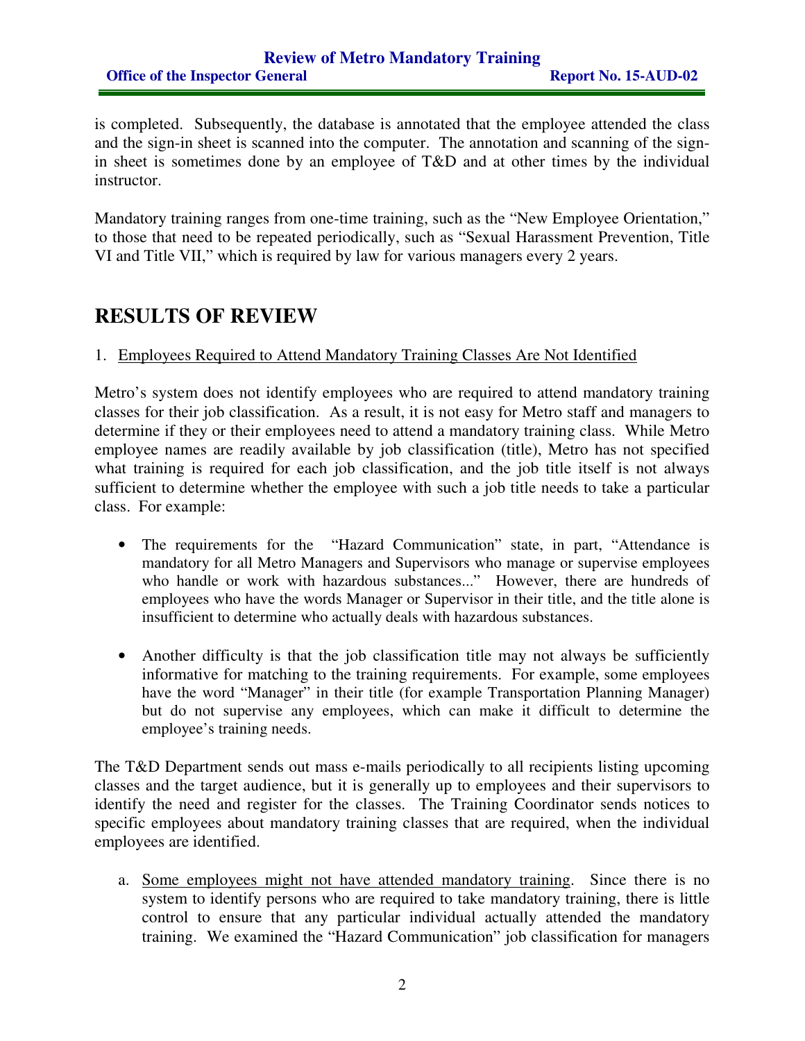is completed. Subsequently, the database is annotated that the employee attended the class and the sign-in sheet is scanned into the computer. The annotation and scanning of the sign-in sheet is sometimes done by an employee of T&D and at other times by the individual instructor.

Mandatory training ranges from one-time training, such as the "New Employee Orientation," to those that need to be repeated periodically, such as "Sexual Harassment Prevention, Title VI and Title VII," which is required by law for various managers every 2 years.

# RESULTS OF REVIEW

1. Employees Required to Attend Mandatory Training Classes Are Not Identified

Metro's system does not identify employees who are required to attend mandatory training classes for their job classification. As a result, it is not easy for Metro staff and managers to determine if they or their employees need to attend a mandatory training class. While Metro employee names are readily available by job classification (title), Metro has not specified what training is required for each job classification, and the job title itself is not always sufficient to determine whether the employee with such a job title needs to take a particular class. For example:

- The requirements for the "Hazard Communication" state, in part, "Attendance is mandatory for all Metro Managers and Supervisors who manage or supervise employees who handle or work with hazardous substances..." However, there are hundreds of employees who have the words Manager or Supervisor in their title, and the title alone is insufficient to determine who actually deals with hazardous substances.

- Another difficulty is that the job classification title may not always be sufficiently informative for matching to the training requirements. For example, some employees have the word "Manager" in their title (for example Transportation Planning Manager) but do not supervise any employees, which can make it difficult to determine the employee's training needs.

The T&D Department sends out mass e-mails periodically to all recipients listing upcoming classes and the target audience, but it is generally up to employees and their supervisors to identify the need and register for the classes. The Training Coordinator sends notices to specific employees about mandatory training classes that are required, when the individual employees are identified.

a. Some employees might not have attended mandatory training. Since there is no system to identify persons who are required to take mandatory training, there is little control to ensure that any particular individual actually attended the mandatory training. We examined the "Hazard Communication" job classification for managers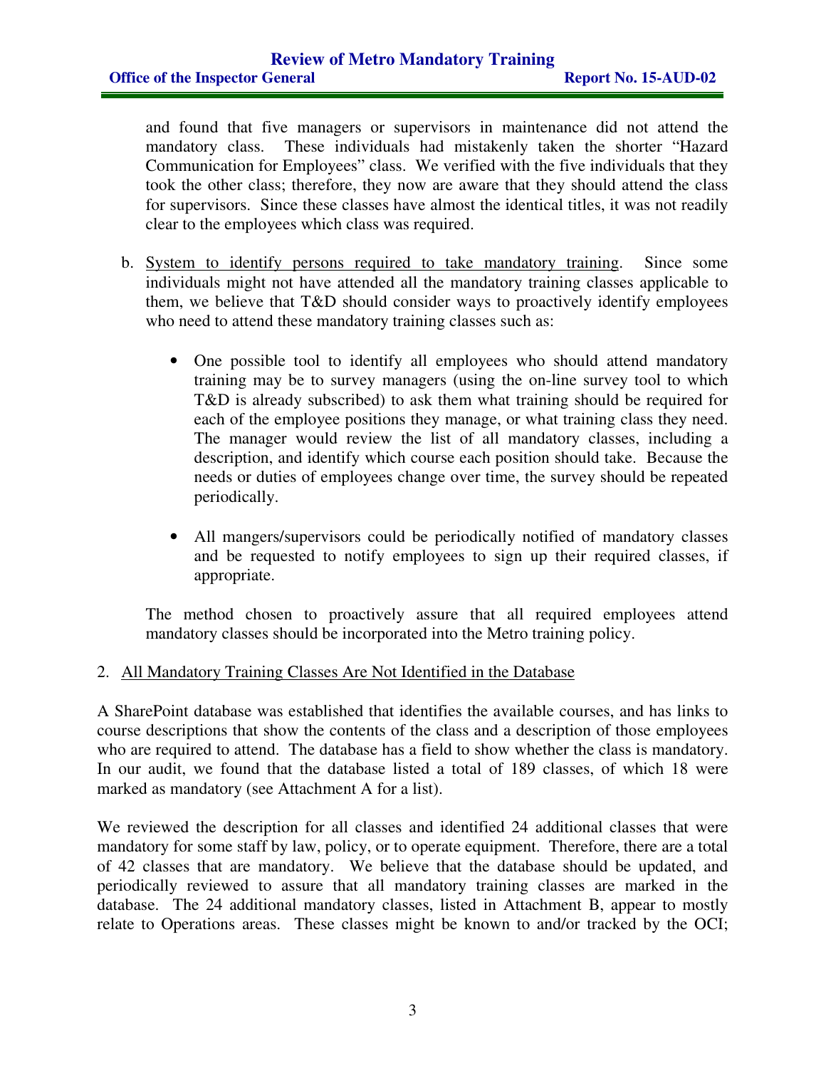and found that five managers or supervisors in maintenance did not attend the mandatory class. These individuals had mistakenly taken the shorter "Hazard Communication for Employees" class. We verified with the five individuals that they took the other class; therefore, they now are aware that they should attend the class for supervisors. Since these classes have almost the identical titles, it was not readily clear to the employees which class was required.

b. System to identify persons required to take mandatory training. Since some individuals might not have attended all the mandatory training classes applicable to them, we believe that T&D should consider ways to proactively identify employees who need to attend these mandatory training classes such as:

- One possible tool to identify all employees who should attend mandatory training may be to survey managers (using the on-line survey tool to which T&D is already subscribed) to ask them what training should be required for each of the employee positions they manage, or what training class they need. The manager would review the list of all mandatory classes, including a description, and identify which course each position should take. Because the needs or duties of employees change over time, the survey should be repeated periodically.

- All mangers/supervisors could be periodically notified of mandatory classes and be requested to notify employees to sign up their required classes, if appropriate.

The method chosen to proactively assure that all required employees attend mandatory classes should be incorporated into the Metro training policy.

2. All Mandatory Training Classes Are Not Identified in the Database

A SharePoint database was established that identifies the available courses, and has links to course descriptions that show the contents of the class and a description of those employees who are required to attend. The database has a field to show whether the class is mandatory. In our audit, we found that the database listed a total of 189 classes, of which 18 were marked as mandatory (see Attachment A for a list).

We reviewed the description for all classes and identified 24 additional classes that were mandatory for some staff by law, policy, or to operate equipment. Therefore, there are a total of 42 classes that are mandatory. We believe that the database should be updated, and periodically reviewed to assure that all mandatory training classes are marked in the database. The 24 additional mandatory classes, listed in Attachment B, appear to mostly relate to Operations areas. These classes might be known to and/or tracked by the OCI;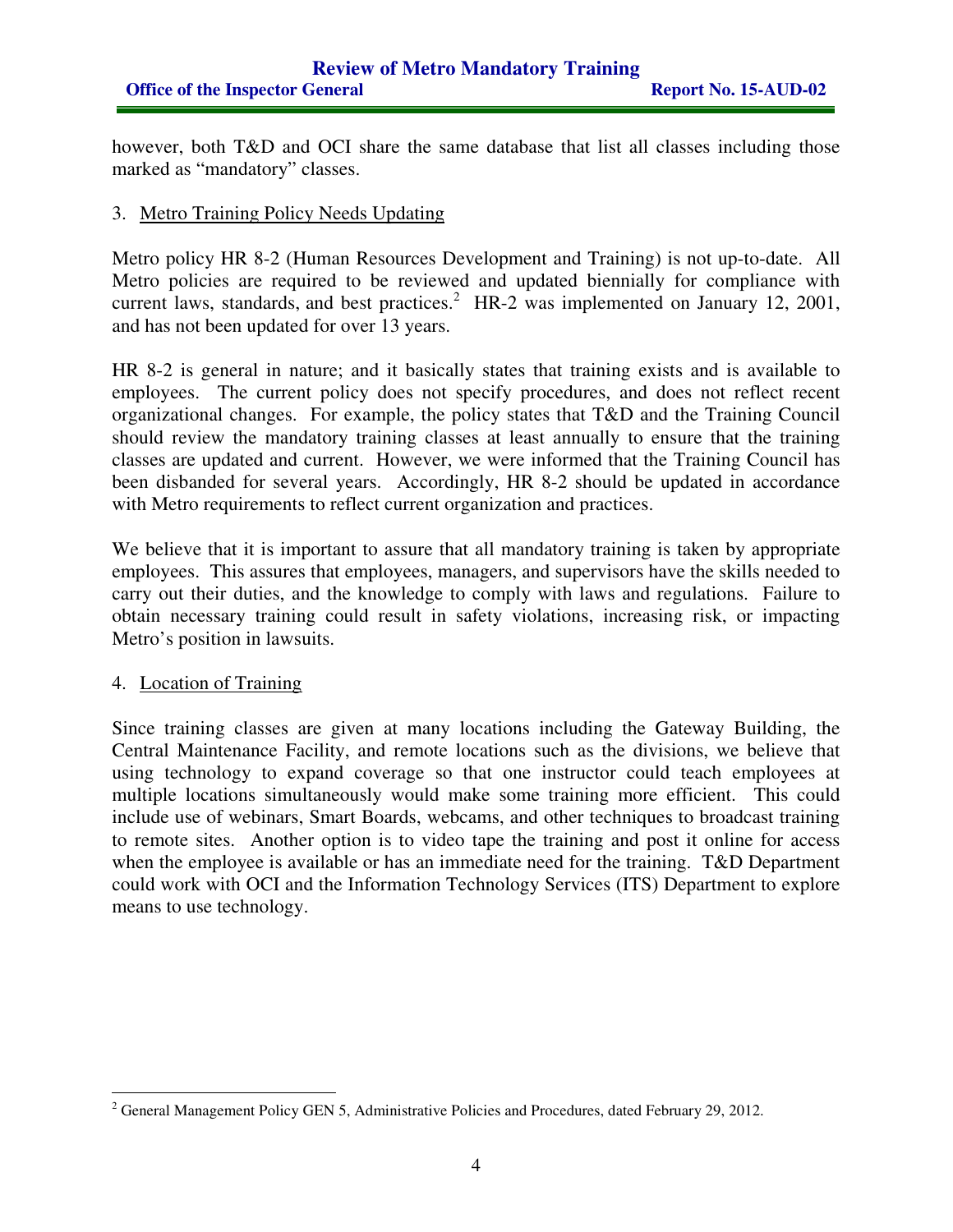however, both T&D and OCI share the same database that list all classes including those marked as "mandatory" classes.

3. Metro Training Policy Needs Updating

Metro policy HR 8-2 (Human Resources Development and Training) is not up-to-date. All Metro policies are required to be reviewed and updated biennially for compliance with current laws, standards, and best practices.[2] HR-2 was implemented on January 12, 2001, and has not been updated for over 13 years.

HR 8-2 is general in nature; and it basically states that training exists and is available to employees. The current policy does not specify procedures, and does not reflect recent organizational changes. For example, the policy states that T&D and the Training Council should review the mandatory training classes at least annually to ensure that the training classes are updated and current. However, we were informed that the Training Council has been disbanded for several years. Accordingly, HR 8-2 should be updated in accordance with Metro requirements to reflect current organization and practices.

We believe that it is important to assure that all mandatory training is taken by appropriate employees. This assures that employees, managers, and supervisors have the skills needed to carry out their duties, and the knowledge to comply with laws and regulations. Failure to obtain necessary training could result in safety violations, increasing risk, or impacting Metro's position in lawsuits.

4. Location of Training

Since training classes are given at many locations including the Gateway Building, the Central Maintenance Facility, and remote locations such as the divisions, we believe that using technology to expand coverage so that one instructor could teach employees at multiple locations simultaneously would make some training more efficient. This could include use of webinars, Smart Boards, webcams, and other techniques to broadcast training to remote sites. Another option is to video tape the training and post it online for access when the employee is available or has an immediate need for the training. T&D Department could work with OCI and the Information Technology Services (ITS) Department to explore means to use technology.

[2] General Management Policy GEN 5, Administrative Policies and Procedures, dated February 29, 2012.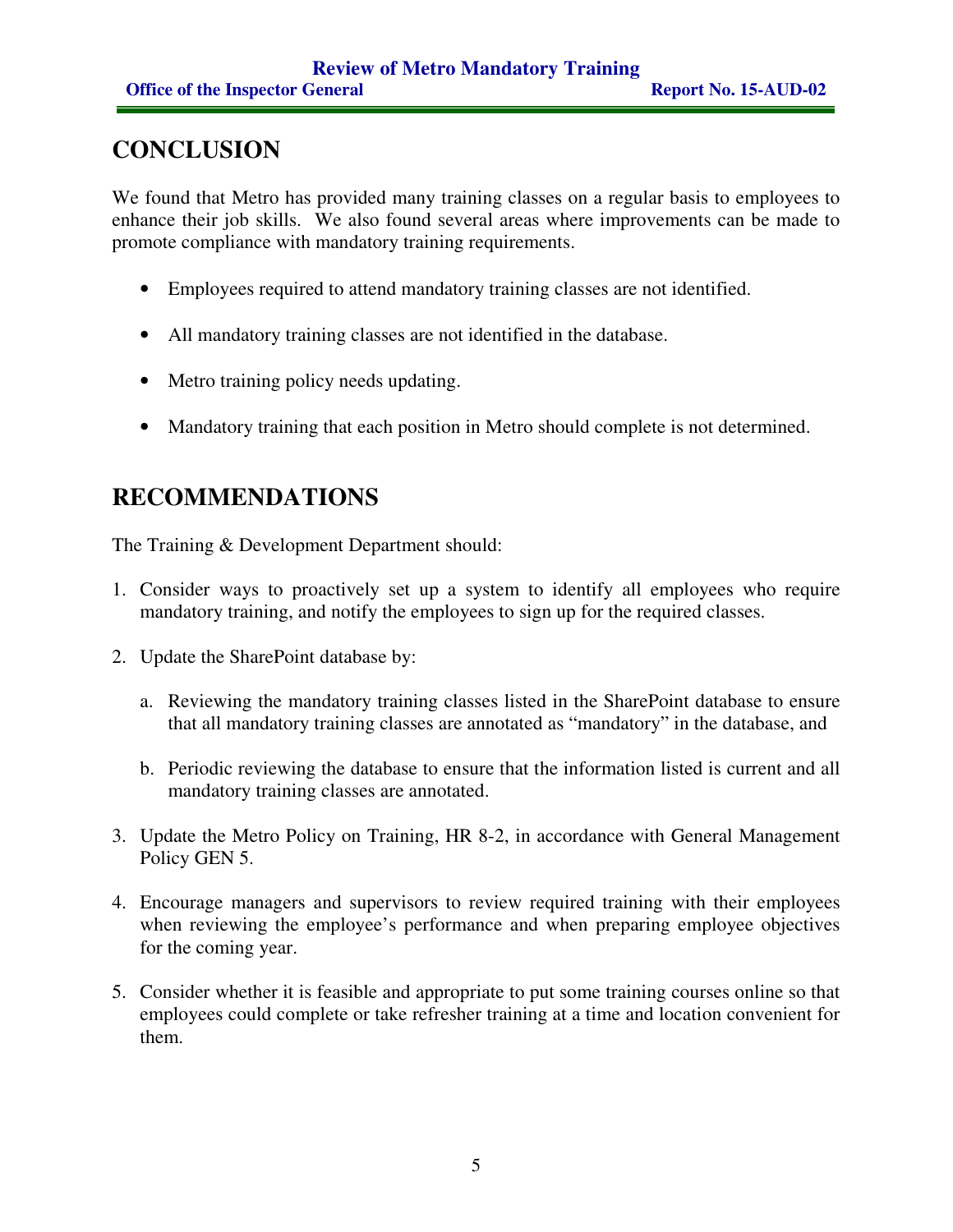## CONCLUSION

We found that Metro has provided many training classes on a regular basis to employees to enhance their job skills. We also found several areas where improvements can be made to promote compliance with mandatory training requirements.

- Employees required to attend mandatory training classes are not identified.
- All mandatory training classes are not identified in the database.
- Metro training policy needs updating.
- Mandatory training that each position in Metro should complete is not determined.

## RECOMMENDATIONS

The Training & Development Department should:

1. Consider ways to proactively set up a system to identify all employees who require mandatory training, and notify the employees to sign up for the required classes.
2. Update the SharePoint database by:
   a. Reviewing the mandatory training classes listed in the SharePoint database to ensure that all mandatory training classes are annotated as "mandatory" in the database, and
   b. Periodic reviewing the database to ensure that the information listed is current and all mandatory training classes are annotated.
3. Update the Metro Policy on Training, HR 8-2, in accordance with General Management Policy GEN 5.
4. Encourage managers and supervisors to review required training with their employees when reviewing the employee's performance and when preparing employee objectives for the coming year.
5. Consider whether it is feasible and appropriate to put some training courses online so that employees could complete or take refresher training at a time and location convenient for them.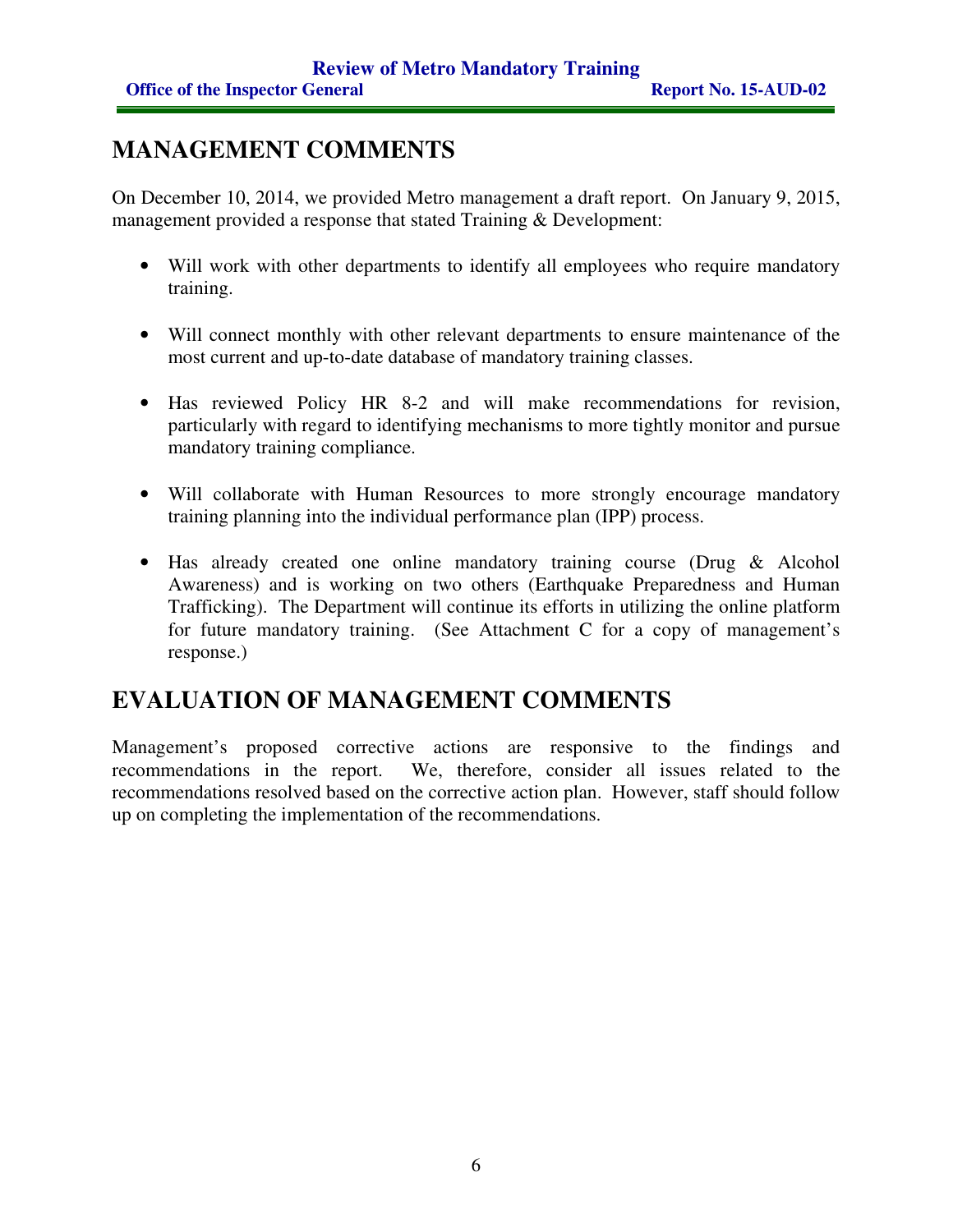## MANAGEMENT COMMENTS

On December 10, 2014, we provided Metro management a draft report. On January 9, 2015, management provided a response that stated Training & Development:

- Will work with other departments to identify all employees who require mandatory training.

- Will connect monthly with other relevant departments to ensure maintenance of the most current and up-to-date database of mandatory training classes.

- Has reviewed Policy HR 8-2 and will make recommendations for revision, particularly with regard to identifying mechanisms to more tightly monitor and pursue mandatory training compliance.

- Will collaborate with Human Resources to more strongly encourage mandatory training planning into the individual performance plan (IPP) process.

- Has already created one online mandatory training course (Drug & Alcohol Awareness) and is working on two others (Earthquake Preparedness and Human Trafficking). The Department will continue its efforts in utilizing the online platform for future mandatory training. (See Attachment C for a copy of management's response.)

## EVALUATION OF MANAGEMENT COMMENTS

Management's proposed corrective actions are responsive to the findings and recommendations in the report. We, therefore, consider all issues related to the recommendations resolved based on the corrective action plan. However, staff should follow up on completing the implementation of the recommendations.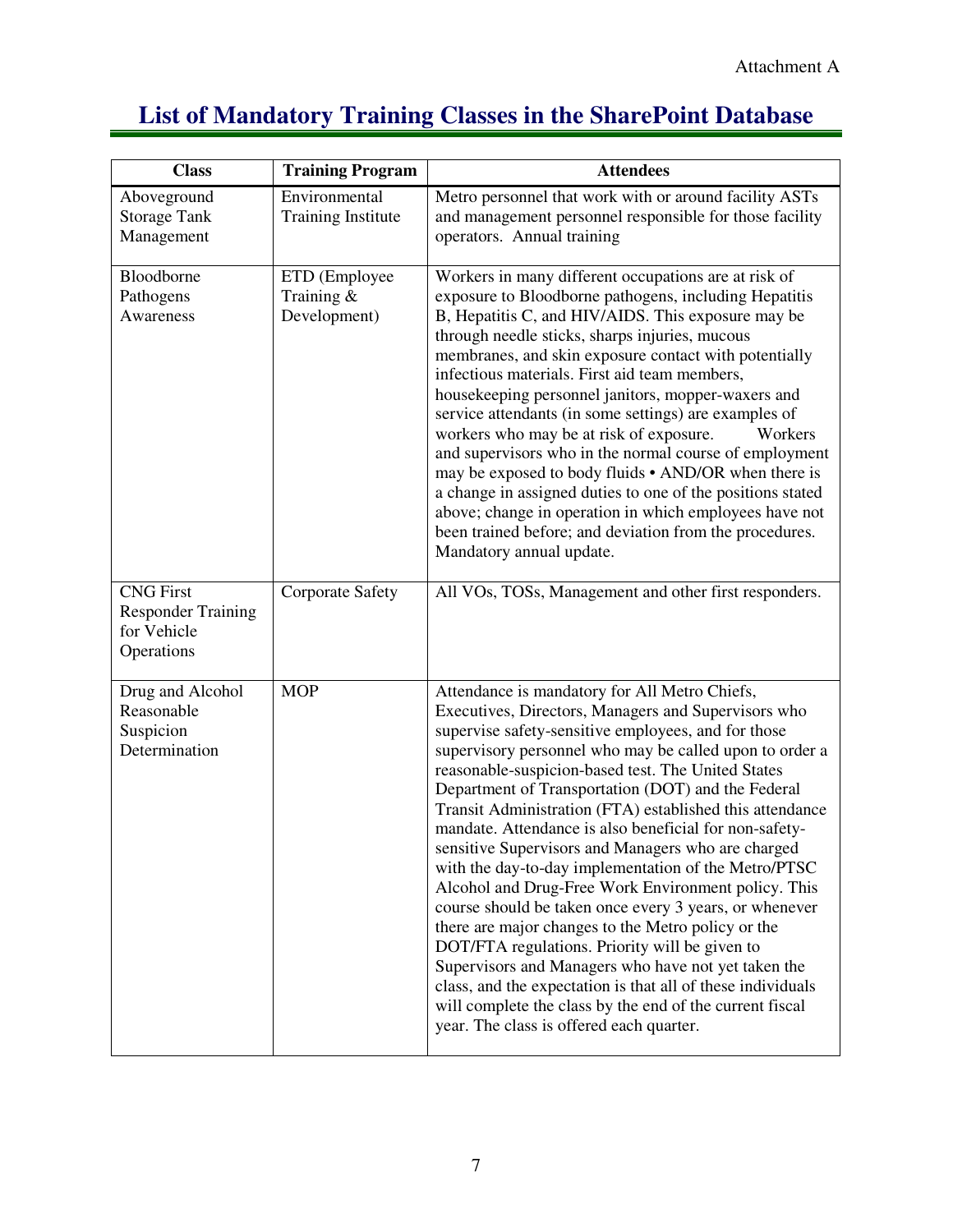Attachment A

# List of Mandatory Training Classes in the SharePoint Database

| Class | Training Program | Attendees |
|---|---|---|
| Aboveground Storage Tank Management | Environmental Training Institute | Metro personnel that work with or around facility ASTs and management personnel responsible for those facility operators. Annual training |
| Bloodborne Pathogens Awareness | ETD (Employee Training & Development) | Workers in many different occupations are at risk of exposure to Bloodborne pathogens, including Hepatitis B, Hepatitis C, and HIV/AIDS. This exposure may be through needle sticks, sharps injuries, mucous membranes, and skin exposure contact with potentially infectious materials. First aid team members, housekeeping personnel janitors, mopper-waxers and service attendants (in some settings) are examples of workers who may be at risk of exposure. Workers and supervisors who in the normal course of employment may be exposed to body fluids • AND/OR when there is a change in assigned duties to one of the positions stated above; change in operation in which employees have not been trained before; and deviation from the procedures. Mandatory annual update. |
| CNG First Responder Training for Vehicle Operations | Corporate Safety | All VOs, TOSs, Management and other first responders. |
| Drug and Alcohol Reasonable Suspicion Determination | MOP | Attendance is mandatory for All Metro Chiefs, Executives, Directors, Managers and Supervisors who supervise safety-sensitive employees, and for those supervisory personnel who may be called upon to order a reasonable-suspicion-based test. The United States Department of Transportation (DOT) and the Federal Transit Administration (FTA) established this attendance mandate. Attendance is also beneficial for non-safety-sensitive Supervisors and Managers who are charged with the day-to-day implementation of the Metro/PTSC Alcohol and Drug-Free Work Environment policy. This course should be taken once every 3 years, or whenever there are major changes to the Metro policy or the DOT/FTA regulations. Priority will be given to Supervisors and Managers who have not yet taken the class, and the expectation is that all of these individuals will complete the class by the end of the current fiscal year. The class is offered each quarter. |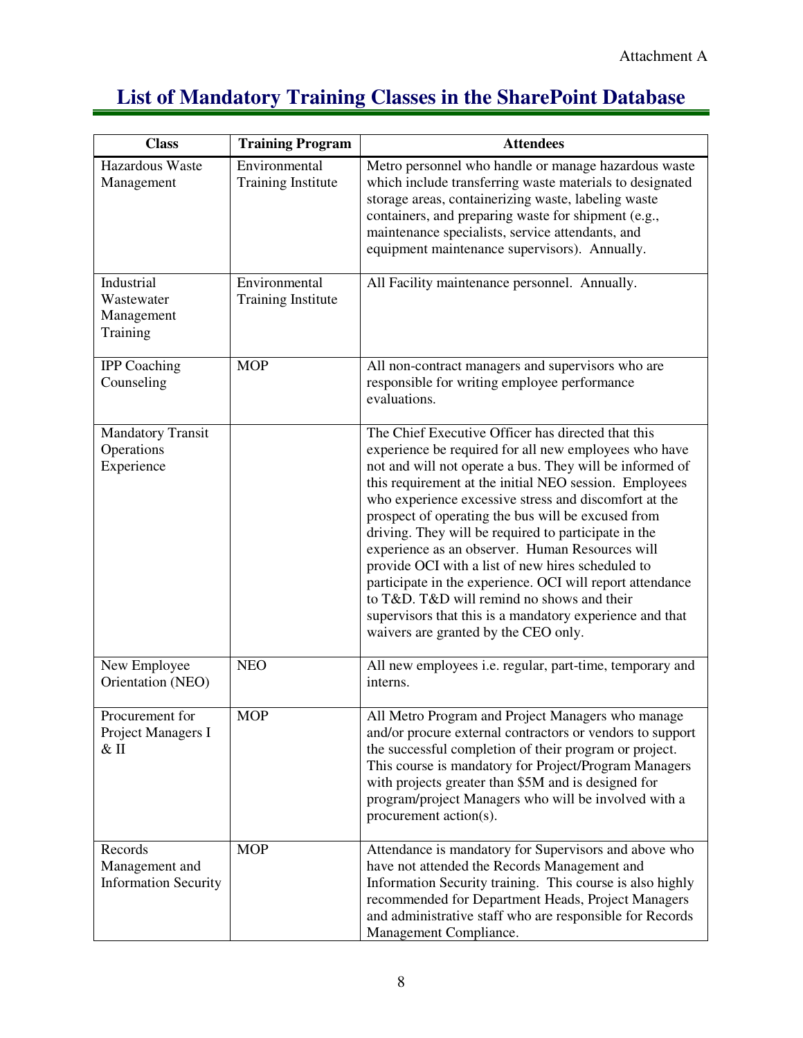Attachment A

# List of Mandatory Training Classes in the SharePoint Database

| Class | Training Program | Attendees |
|---|---|---|
| Hazardous Waste Management | Environmental Training Institute | Metro personnel who handle or manage hazardous waste which include transferring waste materials to designated storage areas, containerizing waste, labeling waste containers, and preparing waste for shipment (e.g., maintenance specialists, service attendants, and equipment maintenance supervisors). Annually. |
| Industrial Wastewater Management Training | Environmental Training Institute | All Facility maintenance personnel. Annually. |
| IPP Coaching Counseling | MOP | All non-contract managers and supervisors who are responsible for writing employee performance evaluations. |
| Mandatory Transit Operations Experience | | The Chief Executive Officer has directed that this experience be required for all new employees who have not and will not operate a bus. They will be informed of this requirement at the initial NEO session. Employees who experience excessive stress and discomfort at the prospect of operating the bus will be excused from driving. They will be required to participate in the experience as an observer. Human Resources will provide OCI with a list of new hires scheduled to participate in the experience. OCI will report attendance to T&D. T&D will remind no shows and their supervisors that this is a mandatory experience and that waivers are granted by the CEO only. |
| New Employee Orientation (NEO) | NEO | All new employees i.e. regular, part-time, temporary and interns. |
| Procurement for Project Managers I & II | MOP | All Metro Program and Project Managers who manage and/or procure external contractors or vendors to support the successful completion of their program or project. This course is mandatory for Project/Program Managers with projects greater than $5M and is designed for program/project Managers who will be involved with a procurement action(s). |
| Records Management and Information Security | MOP | Attendance is mandatory for Supervisors and above who have not attended the Records Management and Information Security training. This course is also highly recommended for Department Heads, Project Managers and administrative staff who are responsible for Records Management Compliance. |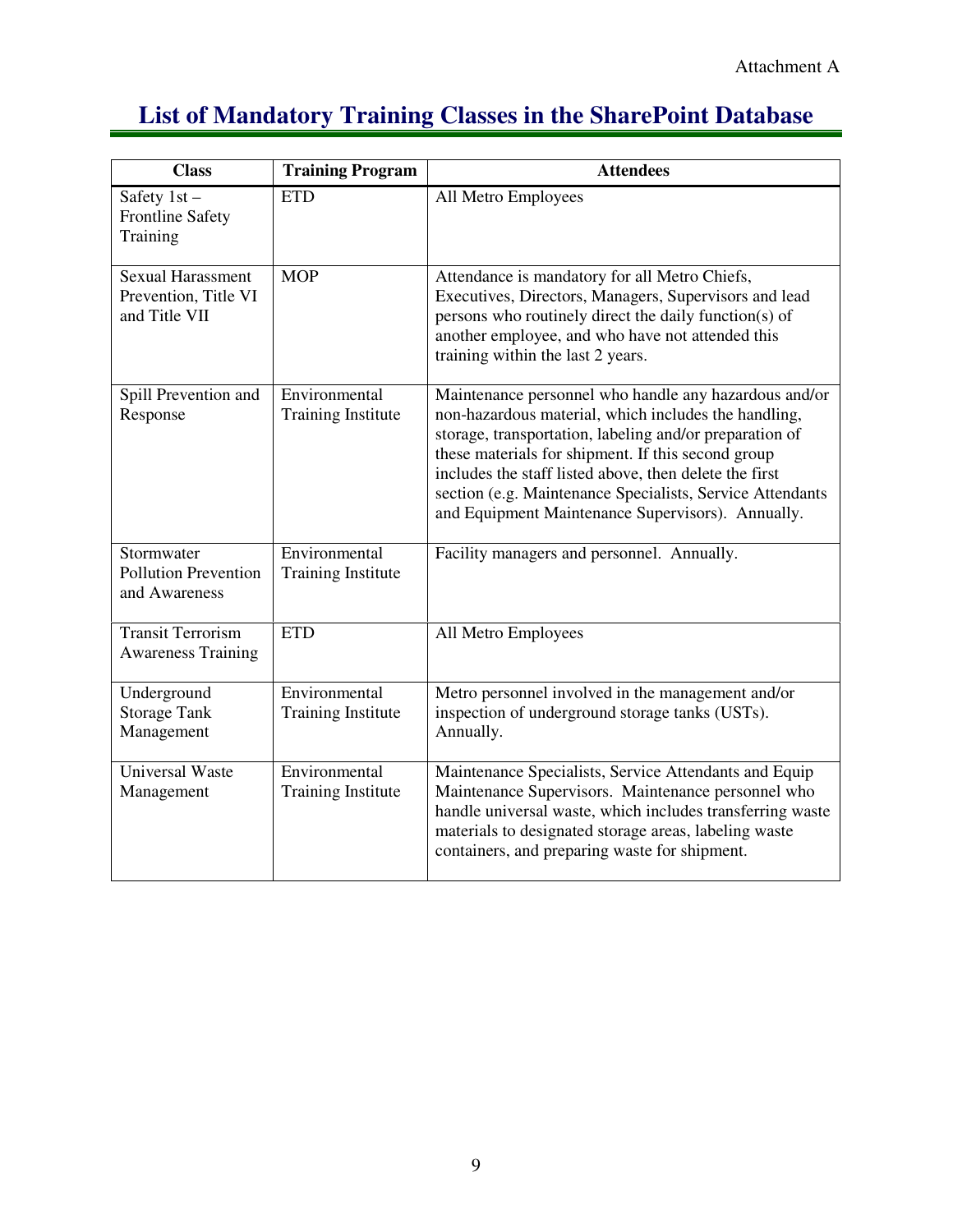Attachment A

# List of Mandatory Training Classes in the SharePoint Database

| Class | Training Program | Attendees |
|---|---|---|
| Safety 1st – Frontline Safety Training | ETD | All Metro Employees |
| Sexual Harassment Prevention, Title VI and Title VII | MOP | Attendance is mandatory for all Metro Chiefs, Executives, Directors, Managers, Supervisors and lead persons who routinely direct the daily function(s) of another employee, and who have not attended this training within the last 2 years. |
| Spill Prevention and Response | Environmental Training Institute | Maintenance personnel who handle any hazardous and/or non-hazardous material, which includes the handling, storage, transportation, labeling and/or preparation of these materials for shipment. If this second group includes the staff listed above, then delete the first section (e.g. Maintenance Specialists, Service Attendants and Equipment Maintenance Supervisors). Annually. |
| Stormwater Pollution Prevention and Awareness | Environmental Training Institute | Facility managers and personnel. Annually. |
| Transit Terrorism Awareness Training | ETD | All Metro Employees |
| Underground Storage Tank Management | Environmental Training Institute | Metro personnel involved in the management and/or inspection of underground storage tanks (USTs). Annually. |
| Universal Waste Management | Environmental Training Institute | Maintenance Specialists, Service Attendants and Equip Maintenance Supervisors. Maintenance personnel who handle universal waste, which includes transferring waste materials to designated storage areas, labeling waste containers, and preparing waste for shipment. |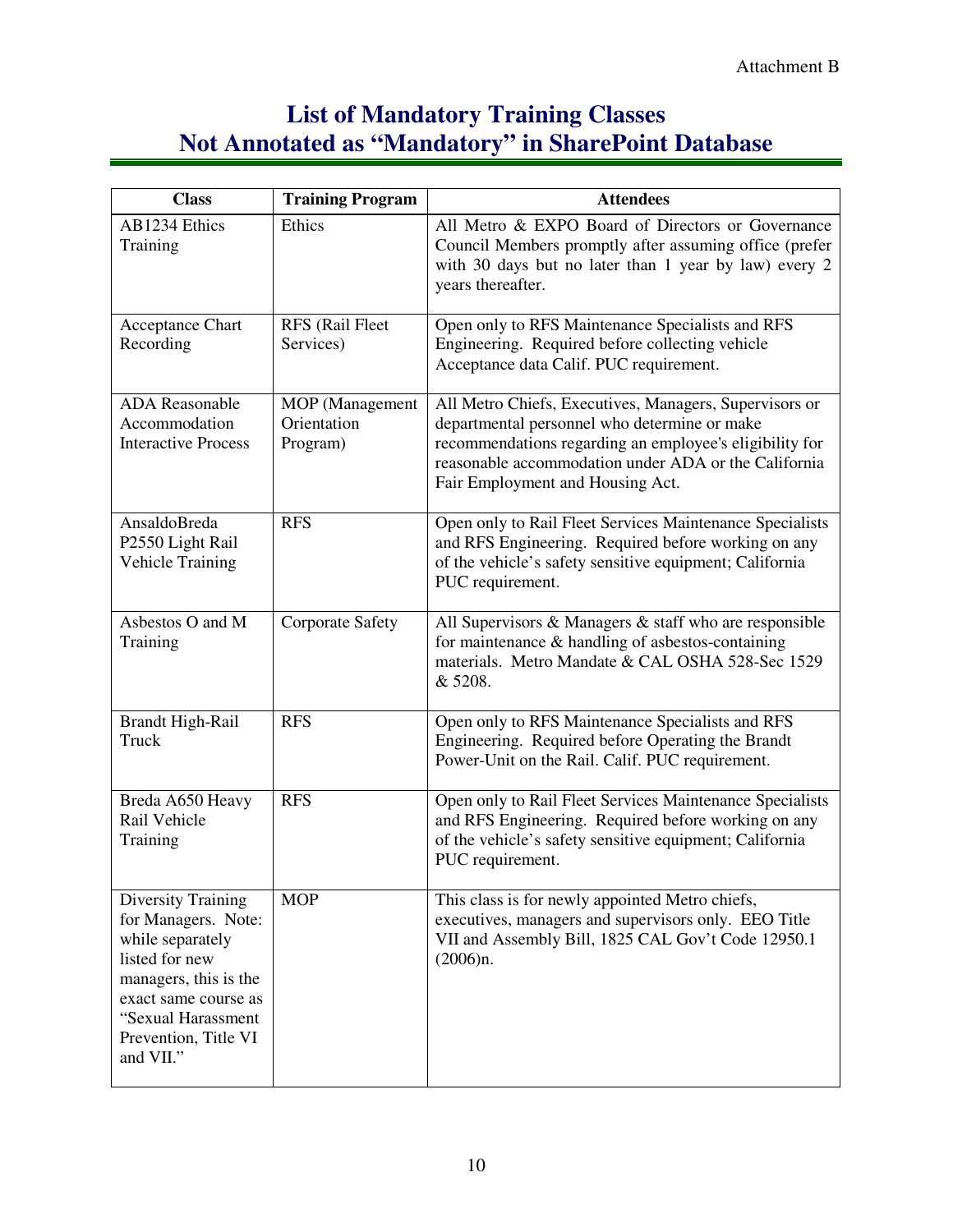Attachment B

# List of Mandatory Training Classes Not Annotated as "Mandatory" in SharePoint Database

| Class | Training Program | Attendees |
|---|---|---|
| AB1234 Ethics Training | Ethics | All Metro & EXPO Board of Directors or Governance Council Members promptly after assuming office (prefer with 30 days but no later than 1 year by law) every 2 years thereafter. |
| Acceptance Chart Recording | RFS (Rail Fleet Services) | Open only to RFS Maintenance Specialists and RFS Engineering. Required before collecting vehicle Acceptance data Calif. PUC requirement. |
| ADA Reasonable Accommodation Interactive Process | MOP (Management Orientation Program) | All Metro Chiefs, Executives, Managers, Supervisors or departmental personnel who determine or make recommendations regarding an employee's eligibility for reasonable accommodation under ADA or the California Fair Employment and Housing Act. |
| AnsaldoBreda P2550 Light Rail Vehicle Training | RFS | Open only to Rail Fleet Services Maintenance Specialists and RFS Engineering. Required before working on any of the vehicle's safety sensitive equipment; California PUC requirement. |
| Asbestos O and M Training | Corporate Safety | All Supervisors & Managers & staff who are responsible for maintenance & handling of asbestos-containing materials. Metro Mandate & CAL OSHA 528-Sec 1529 & 5208. |
| Brandt High-Rail Truck | RFS | Open only to RFS Maintenance Specialists and RFS Engineering. Required before Operating the Brandt Power-Unit on the Rail. Calif. PUC requirement. |
| Breda A650 Heavy Rail Vehicle Training | RFS | Open only to Rail Fleet Services Maintenance Specialists and RFS Engineering. Required before working on any of the vehicle's safety sensitive equipment; California PUC requirement. |
| Diversity Training for Managers. Note: while separately listed for new managers, this is the exact same course as "Sexual Harassment Prevention, Title VI and VII." | MOP | This class is for newly appointed Metro chiefs, executives, managers and supervisors only. EEO Title VII and Assembly Bill, 1825 CAL Gov't Code 12950.1 (2006)n. |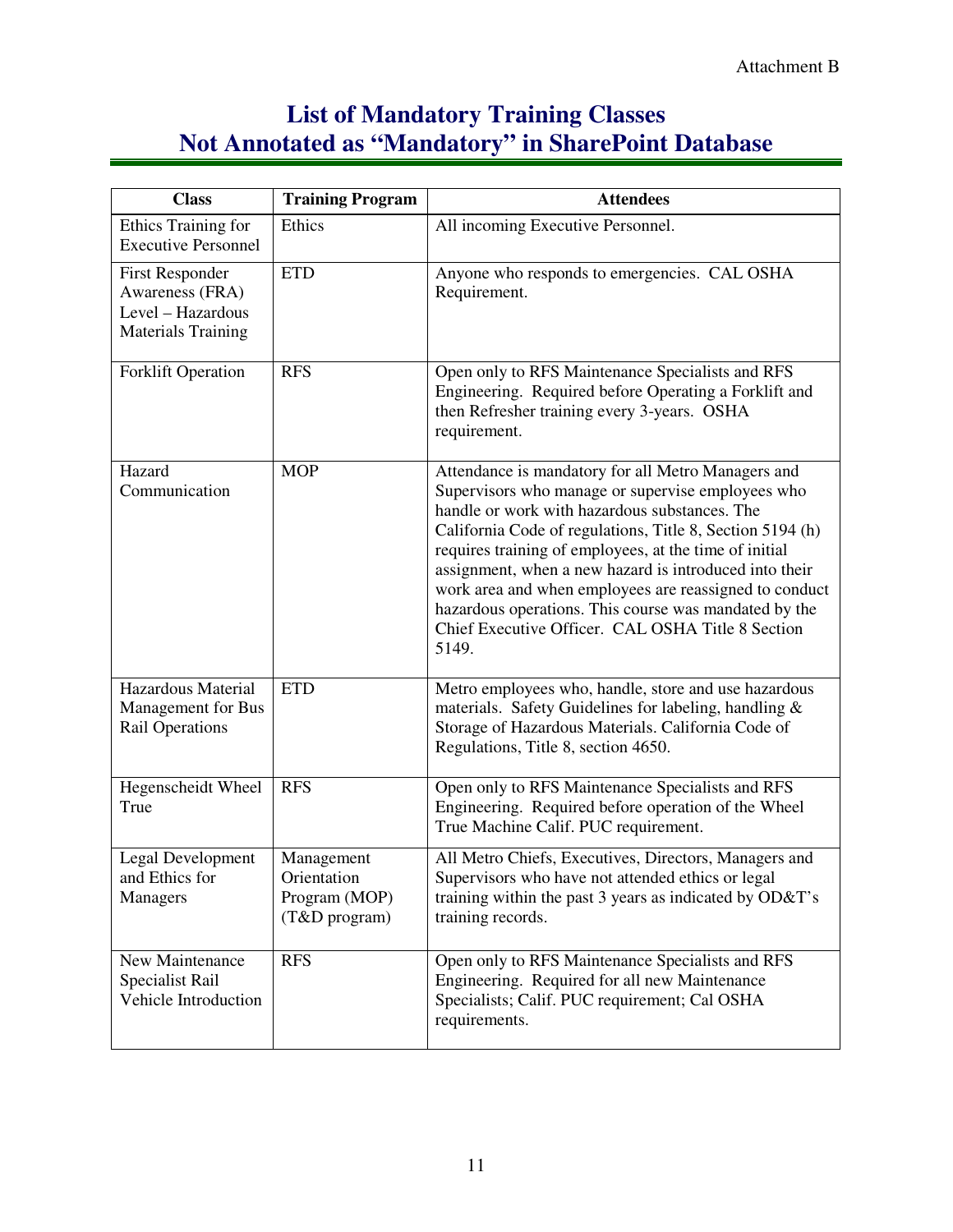Attachment B

# List of Mandatory Training Classes Not Annotated as "Mandatory" in SharePoint Database

| Class | Training Program | Attendees |
|---|---|---|
| Ethics Training for Executive Personnel | Ethics | All incoming Executive Personnel. |
| First Responder Awareness (FRA) Level – Hazardous Materials Training | ETD | Anyone who responds to emergencies. CAL OSHA Requirement. |
| Forklift Operation | RFS | Open only to RFS Maintenance Specialists and RFS Engineering. Required before Operating a Forklift and then Refresher training every 3-years. OSHA requirement. |
| Hazard Communication | MOP | Attendance is mandatory for all Metro Managers and Supervisors who manage or supervise employees who handle or work with hazardous substances. The California Code of regulations, Title 8, Section 5194 (h) requires training of employees, at the time of initial assignment, when a new hazard is introduced into their work area and when employees are reassigned to conduct hazardous operations. This course was mandated by the Chief Executive Officer. CAL OSHA Title 8 Section 5149. |
| Hazardous Material Management for Bus Rail Operations | ETD | Metro employees who, handle, store and use hazardous materials. Safety Guidelines for labeling, handling & Storage of Hazardous Materials. California Code of Regulations, Title 8, section 4650. |
| Hegenscheidt Wheel True | RFS | Open only to RFS Maintenance Specialists and RFS Engineering. Required before operation of the Wheel True Machine Calif. PUC requirement. |
| Legal Development and Ethics for Managers | Management Orientation Program (MOP) (T&D program) | All Metro Chiefs, Executives, Directors, Managers and Supervisors who have not attended ethics or legal training within the past 3 years as indicated by OD&T's training records. |
| New Maintenance Specialist Rail Vehicle Introduction | RFS | Open only to RFS Maintenance Specialists and RFS Engineering. Required for all new Maintenance Specialists; Calif. PUC requirement; Cal OSHA requirements. |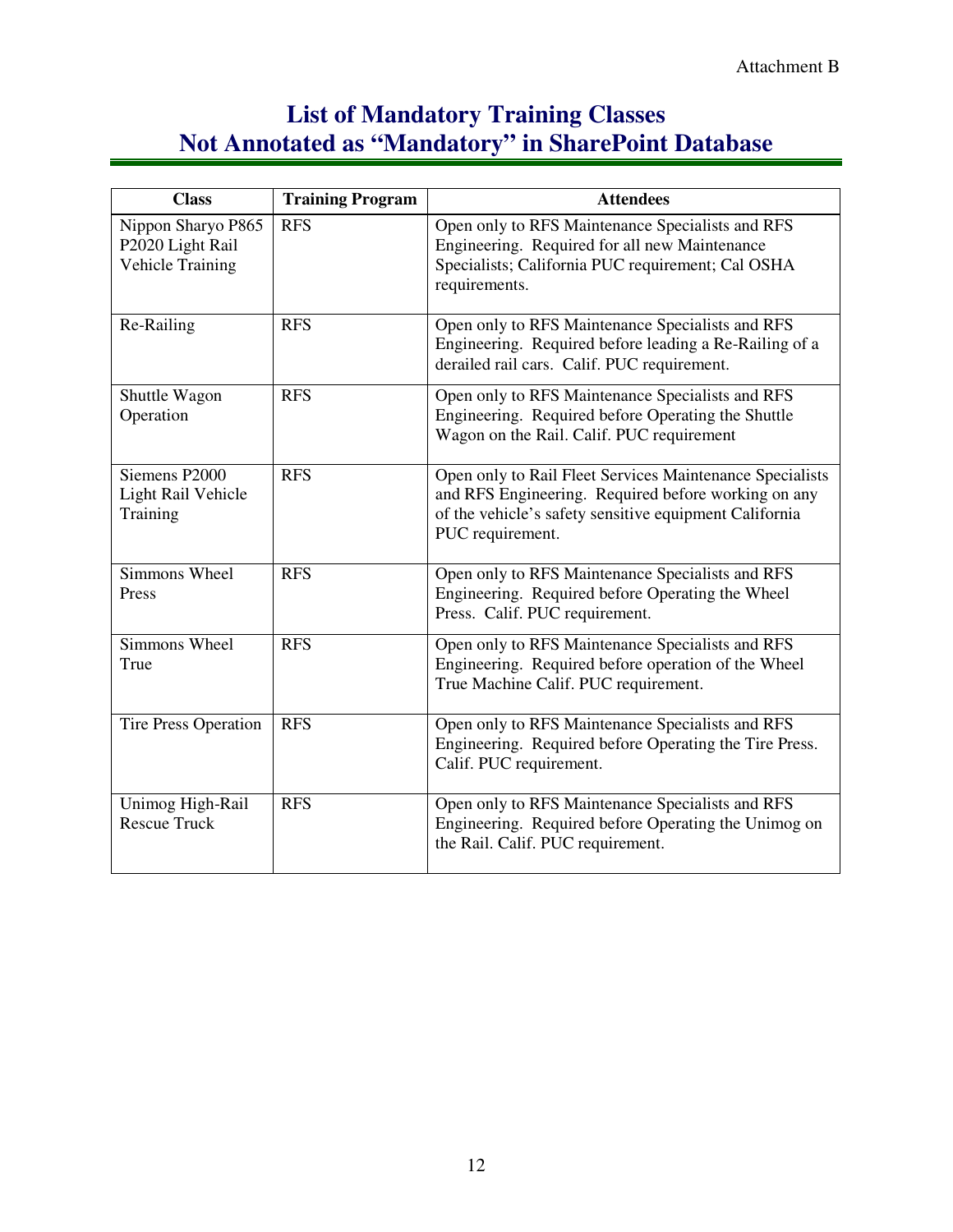Attachment B

# List of Mandatory Training Classes Not Annotated as "Mandatory" in SharePoint Database

| Class | Training Program | Attendees |
|---|---|---|
| Nippon Sharyo P865 P2020 Light Rail Vehicle Training | RFS | Open only to RFS Maintenance Specialists and RFS Engineering. Required for all new Maintenance Specialists; California PUC requirement; Cal OSHA requirements. |
| Re-Railing | RFS | Open only to RFS Maintenance Specialists and RFS Engineering. Required before leading a Re-Railing of a derailed rail cars. Calif. PUC requirement. |
| Shuttle Wagon Operation | RFS | Open only to RFS Maintenance Specialists and RFS Engineering. Required before Operating the Shuttle Wagon on the Rail. Calif. PUC requirement |
| Siemens P2000 Light Rail Vehicle Training | RFS | Open only to Rail Fleet Services Maintenance Specialists and RFS Engineering. Required before working on any of the vehicle's safety sensitive equipment California PUC requirement. |
| Simmons Wheel Press | RFS | Open only to RFS Maintenance Specialists and RFS Engineering. Required before Operating the Wheel Press. Calif. PUC requirement. |
| Simmons Wheel True | RFS | Open only to RFS Maintenance Specialists and RFS Engineering. Required before operation of the Wheel True Machine Calif. PUC requirement. |
| Tire Press Operation | RFS | Open only to RFS Maintenance Specialists and RFS Engineering. Required before Operating the Tire Press. Calif. PUC requirement. |
| Unimog High-Rail Rescue Truck | RFS | Open only to RFS Maintenance Specialists and RFS Engineering. Required before Operating the Unimog on the Rail. Calif. PUC requirement. |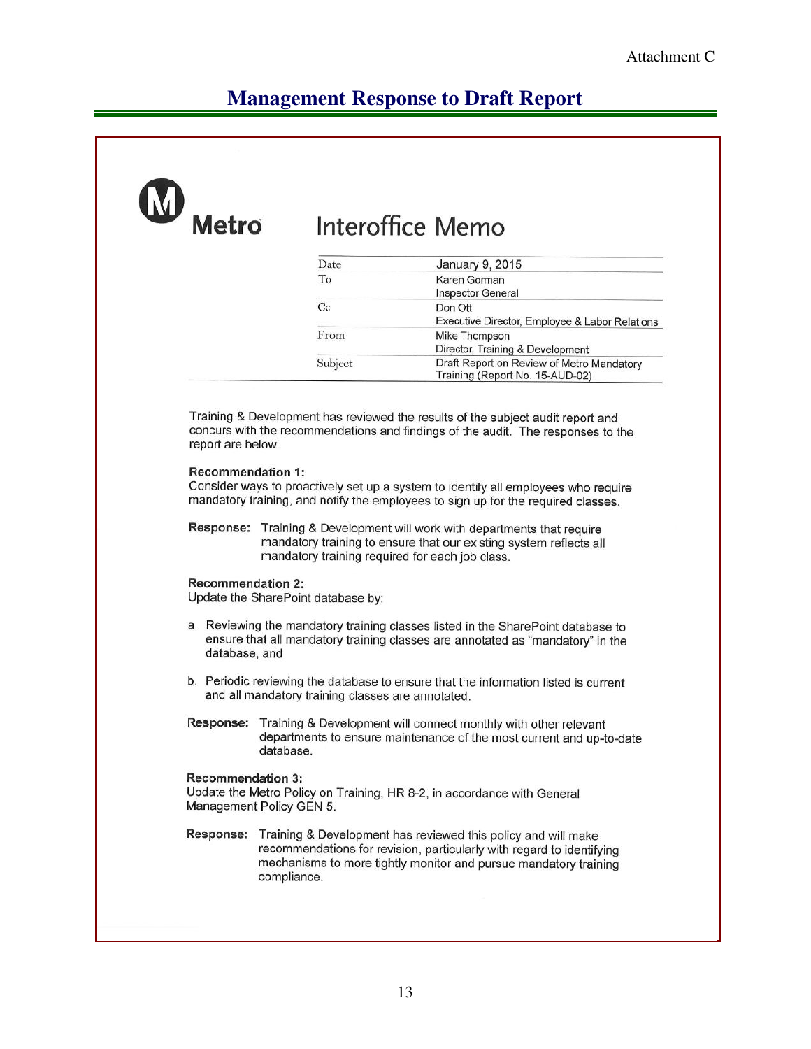Attachment C

# Management Response to Draft Report

Metro

## Interoffice Memo

| | |
|---|---|
| Date | January 9, 2015 |
| To | Karen Gorman<br>Inspector General |
| Cc | Don Ott<br>Executive Director, Employee & Labor Relations |
| From | Mike Thompson<br>Director, Training & Development |
| Subject | Draft Report on Review of Metro Mandatory Training (Report No. 15-AUD-02) |

Training & Development has reviewed the results of the subject audit report and concurs with the recommendations and findings of the audit. The responses to the report are below.

**Recommendation 1:**
Consider ways to proactively set up a system to identify all employees who require mandatory training, and notify the employees to sign up for the required classes.

**Response:** Training & Development will work with departments that require mandatory training to ensure that our existing system reflects all mandatory training required for each job class.

**Recommendation 2:**
Update the SharePoint database by:

a. Reviewing the mandatory training classes listed in the SharePoint database to ensure that all mandatory training classes are annotated as "mandatory" in the database, and

b. Periodic reviewing the database to ensure that the information listed is current and all mandatory training classes are annotated.

**Response:** Training & Development will connect monthly with other relevant departments to ensure maintenance of the most current and up-to-date database.

**Recommendation 3:**
Update the Metro Policy on Training, HR 8-2, in accordance with General Management Policy GEN 5.

**Response:** Training & Development has reviewed this policy and will make recommendations for revision, particularly with regard to identifying mechanisms to more tightly monitor and pursue mandatory training compliance.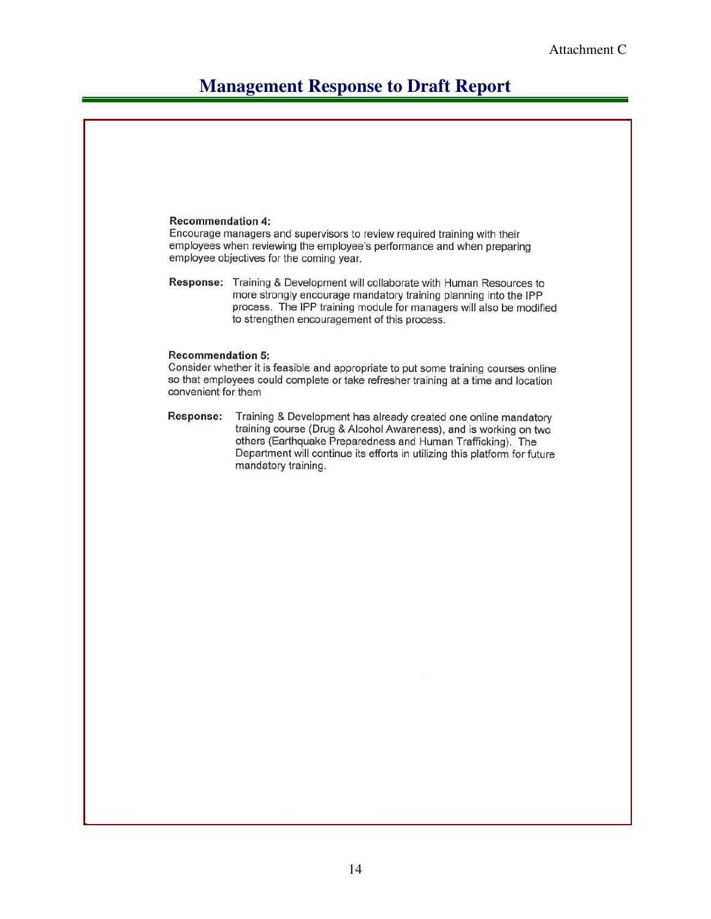Attachment C

# Management Response to Draft Report

**Recommendation 4:**
Encourage managers and supervisors to review required training with their employees when reviewing the employee's performance and when preparing employee objectives for the coming year.

**Response:** Training & Development will collaborate with Human Resources to more strongly encourage mandatory training planning into the IPP process. The IPP training module for managers will also be modified to strengthen encouragement of this process.

**Recommendation 5:**
Consider whether it is feasible and appropriate to put some training courses online so that employees could complete or take refresher training at a time and location convenient for them

**Response:** Training & Development has already created one online mandatory training course (Drug & Alcohol Awareness), and is working on two others (Earthquake Preparedness and Human Trafficking). The Department will continue its efforts in utilizing this platform for future mandatory training.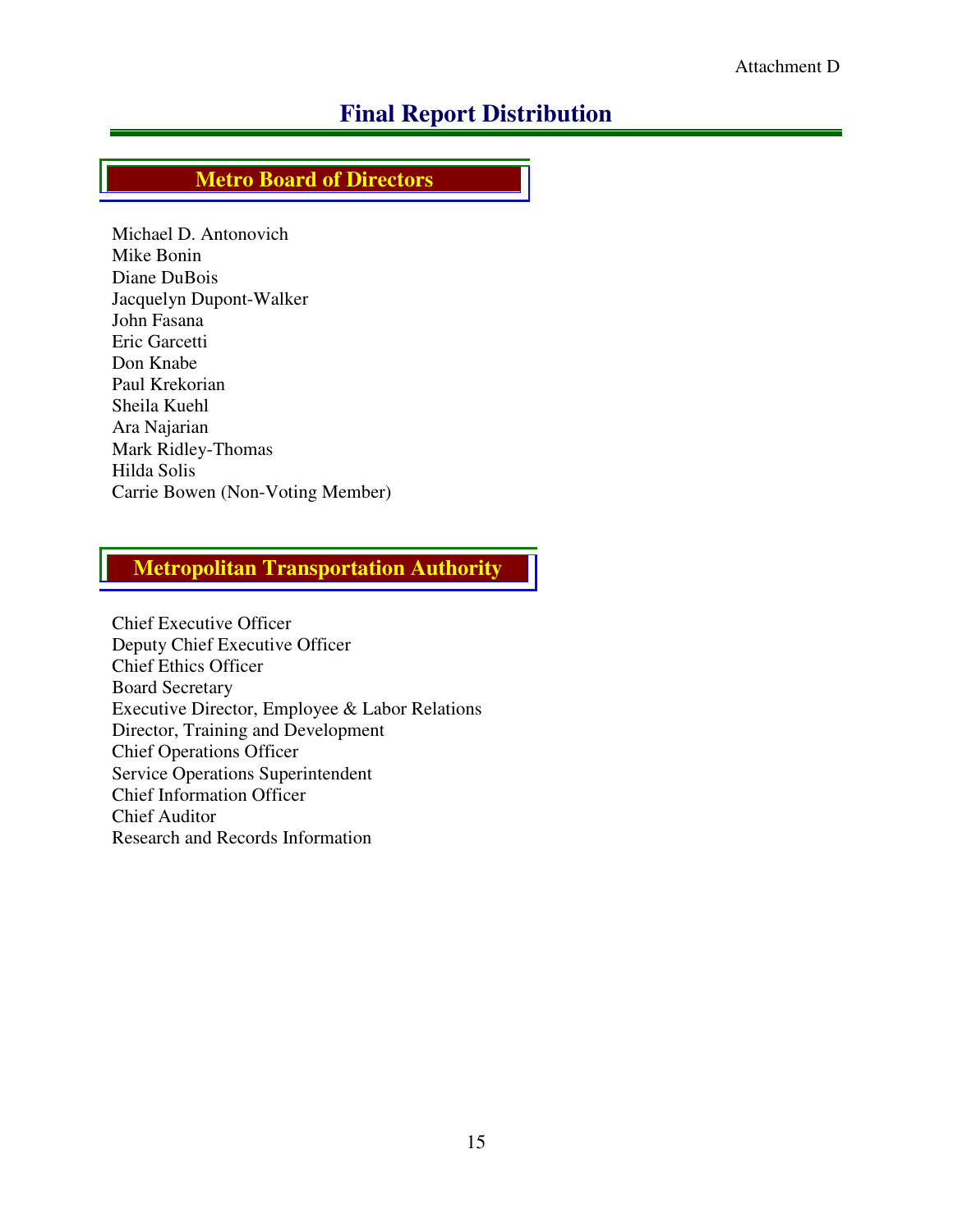Attachment D

# Final Report Distribution

## Metro Board of Directors

Michael D. Antonovich
Mike Bonin
Diane DuBois
Jacquelyn Dupont-Walker
John Fasana
Eric Garcetti
Don Knabe
Paul Krekorian
Sheila Kuehl
Ara Najarian
Mark Ridley-Thomas
Hilda Solis
Carrie Bowen (Non-Voting Member)

## Metropolitan Transportation Authority

Chief Executive Officer
Deputy Chief Executive Officer
Chief Ethics Officer
Board Secretary
Executive Director, Employee & Labor Relations
Director, Training and Development
Chief Operations Officer
Service Operations Superintendent
Chief Information Officer
Chief Auditor
Research and Records Information